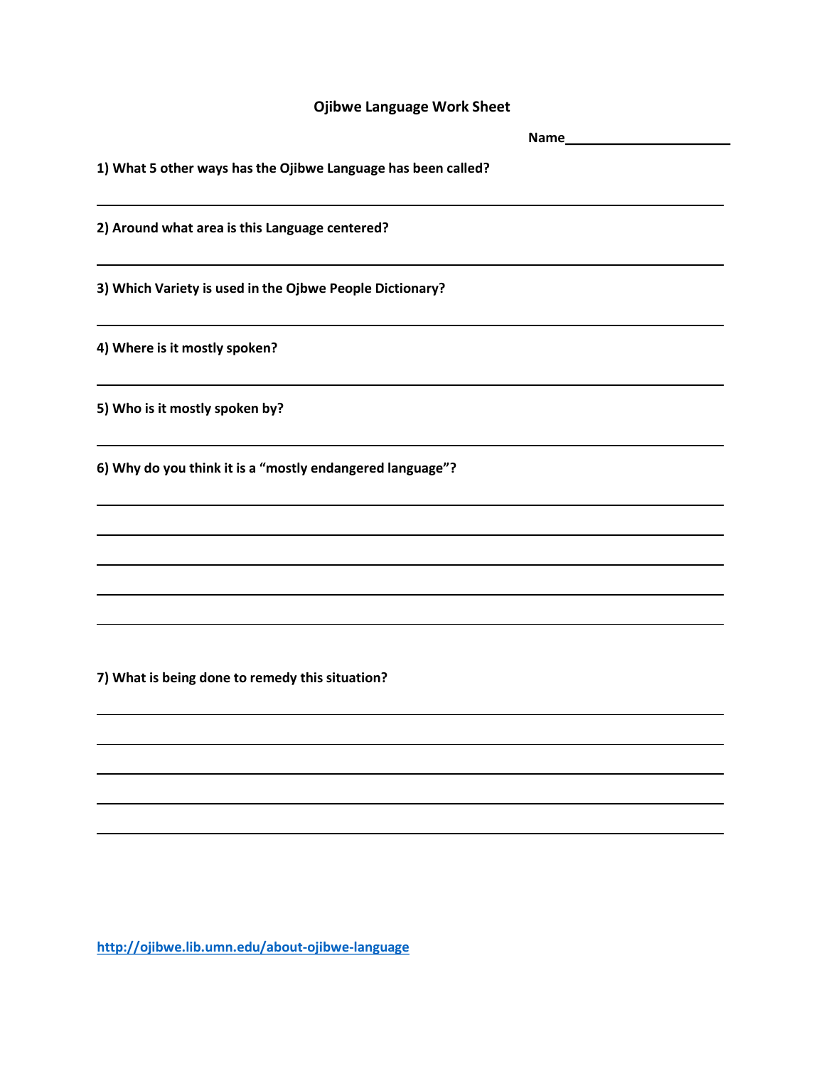# Ojibwe Language Work Sheet

**Name**______________________

**1) What 5 other ways has the Ojibwe Language has been called?**

______________________________________________________________________

**2) Around what area is this Language centered?**

______________________________________________________________________

**3) Which Variety is used in the Ojbwe People Dictionary?**

______________________________________________________________________

**4) Where is it mostly spoken?**

______________________________________________________________________

**5) Who is it mostly spoken by?**

______________________________________________________________________

**6) Why do you think it is a "mostly endangered language"?**

______________________________________________________________________

______________________________________________________________________

______________________________________________________________________

______________________________________________________________________

______________________________________________________________________

**7) What is being done to remedy this situation?**

______________________________________________________________________

______________________________________________________________________

______________________________________________________________________

______________________________________________________________________

______________________________________________________________________

http://ojibwe.lib.umn.edu/about-ojibwe-language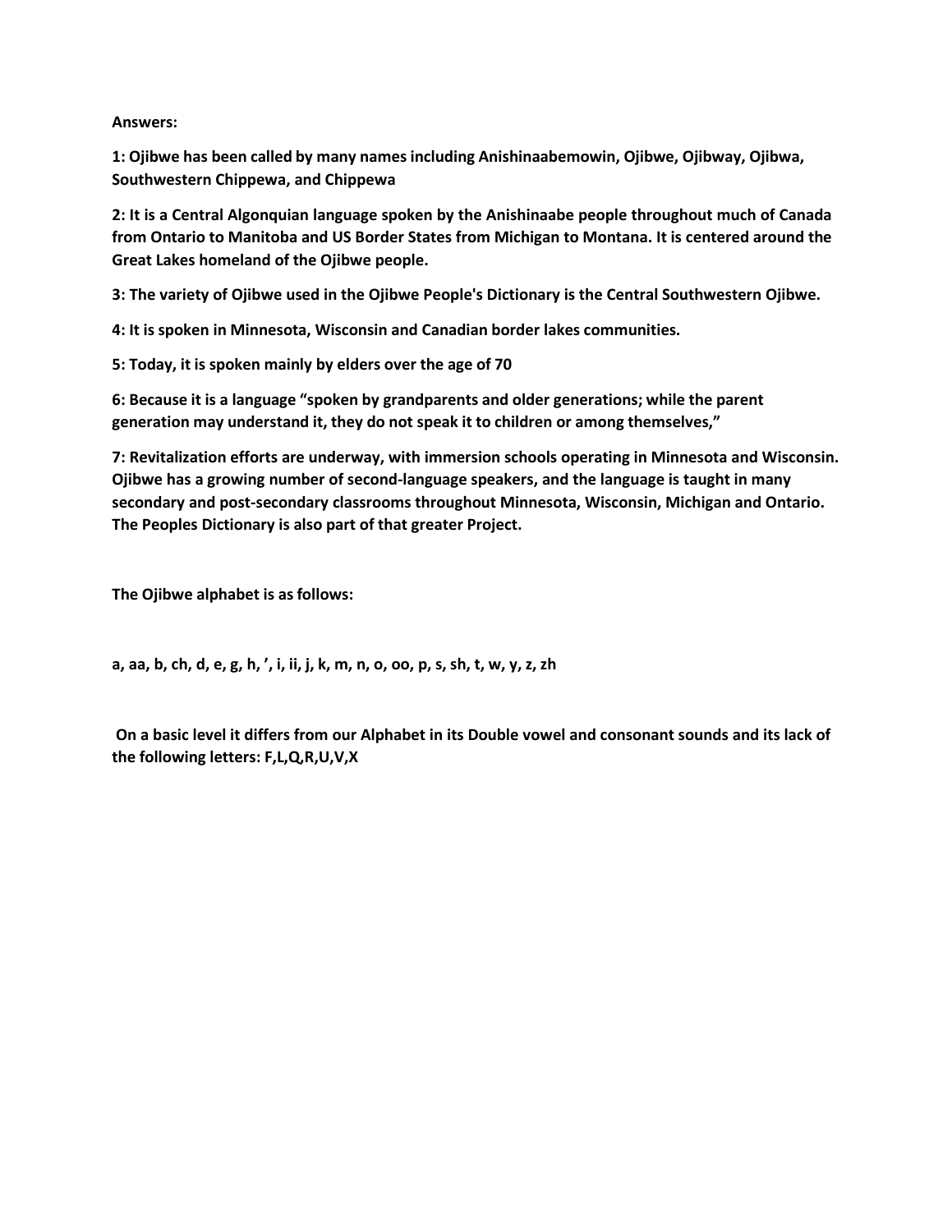**Answers:**

**1: Ojibwe has been called by many names including Anishinaabemowin, Ojibwe, Ojibway, Ojibwa, Southwestern Chippewa, and Chippewa**

**2: It is a Central Algonquian language spoken by the Anishinaabe people throughout much of Canada from Ontario to Manitoba and US Border States from Michigan to Montana. It is centered around the Great Lakes homeland of the Ojibwe people.**

**3: The variety of Ojibwe used in the Ojibwe People's Dictionary is the Central Southwestern Ojibwe.**

**4: It is spoken in Minnesota, Wisconsin and Canadian border lakes communities.**

**5: Today, it is spoken mainly by elders over the age of 70**

**6: Because it is a language "spoken by grandparents and older generations; while the parent generation may understand it, they do not speak it to children or among themselves,"**

**7: Revitalization efforts are underway, with immersion schools operating in Minnesota and Wisconsin. Ojibwe has a growing number of second-language speakers, and the language is taught in many secondary and post-secondary classrooms throughout Minnesota, Wisconsin, Michigan and Ontario. The Peoples Dictionary is also part of that greater Project.**

**The Ojibwe alphabet is as follows:**

**a, aa, b, ch, d, e, g, h, ', i, ii, j, k, m, n, o, oo, p, s, sh, t, w, y, z, zh**

**On a basic level it differs from our Alphabet in its Double vowel and consonant sounds and its lack of the following letters: F,L,Q,R,U,V,X**